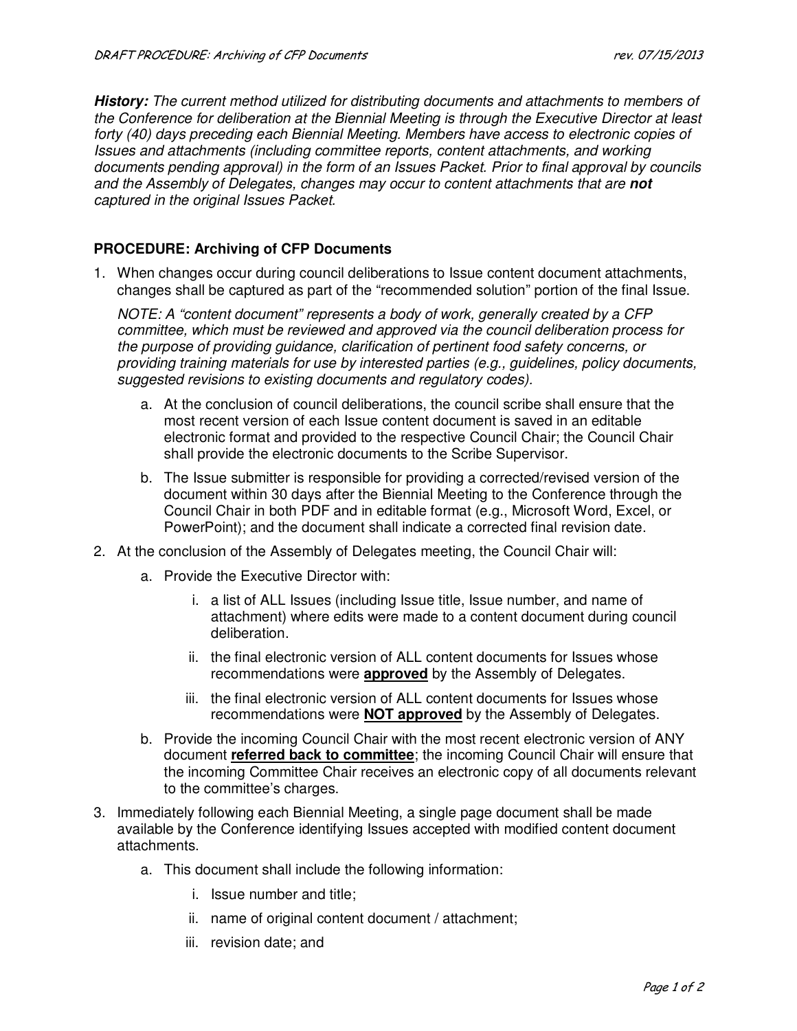***History:*** *The current method utilized for distributing documents and attachments to members of the Conference for deliberation at the Biennial Meeting is through the Executive Director at least forty (40) days preceding each Biennial Meeting. Members have access to electronic copies of Issues and attachments (including committee reports, content attachments, and working documents pending approval) in the form of an Issues Packet. Prior to final approval by councils and the Assembly of Delegates, changes may occur to content attachments that are* ***not*** *captured in the original Issues Packet.*

## PROCEDURE: Archiving of CFP Documents

1. When changes occur during council deliberations to Issue content document attachments, changes shall be captured as part of the "recommended solution" portion of the final Issue.

   *NOTE: A "content document" represents a body of work, generally created by a CFP committee, which must be reviewed and approved via the council deliberation process for the purpose of providing guidance, clarification of pertinent food safety concerns, or providing training materials for use by interested parties (e.g., guidelines, policy documents, suggested revisions to existing documents and regulatory codes).*

   a. At the conclusion of council deliberations, the council scribe shall ensure that the most recent version of each Issue content document is saved in an editable electronic format and provided to the respective Council Chair; the Council Chair shall provide the electronic documents to the Scribe Supervisor.

   b. The Issue submitter is responsible for providing a corrected/revised version of the document within 30 days after the Biennial Meeting to the Conference through the Council Chair in both PDF and in editable format (e.g., Microsoft Word, Excel, or PowerPoint); and the document shall indicate a corrected final revision date.

2. At the conclusion of the Assembly of Delegates meeting, the Council Chair will:

   a. Provide the Executive Director with:

      i. a list of ALL Issues (including Issue title, Issue number, and name of attachment) where edits were made to a content document during council deliberation.

      ii. the final electronic version of ALL content documents for Issues whose recommendations were **approved** by the Assembly of Delegates.

      iii. the final electronic version of ALL content documents for Issues whose recommendations were **NOT approved** by the Assembly of Delegates.

   b. Provide the incoming Council Chair with the most recent electronic version of ANY document **referred back to committee**; the incoming Council Chair will ensure that the incoming Committee Chair receives an electronic copy of all documents relevant to the committee's charges.

3. Immediately following each Biennial Meeting, a single page document shall be made available by the Conference identifying Issues accepted with modified content document attachments.

   a. This document shall include the following information:

      i. Issue number and title;

      ii. name of original content document / attachment;

      iii. revision date; and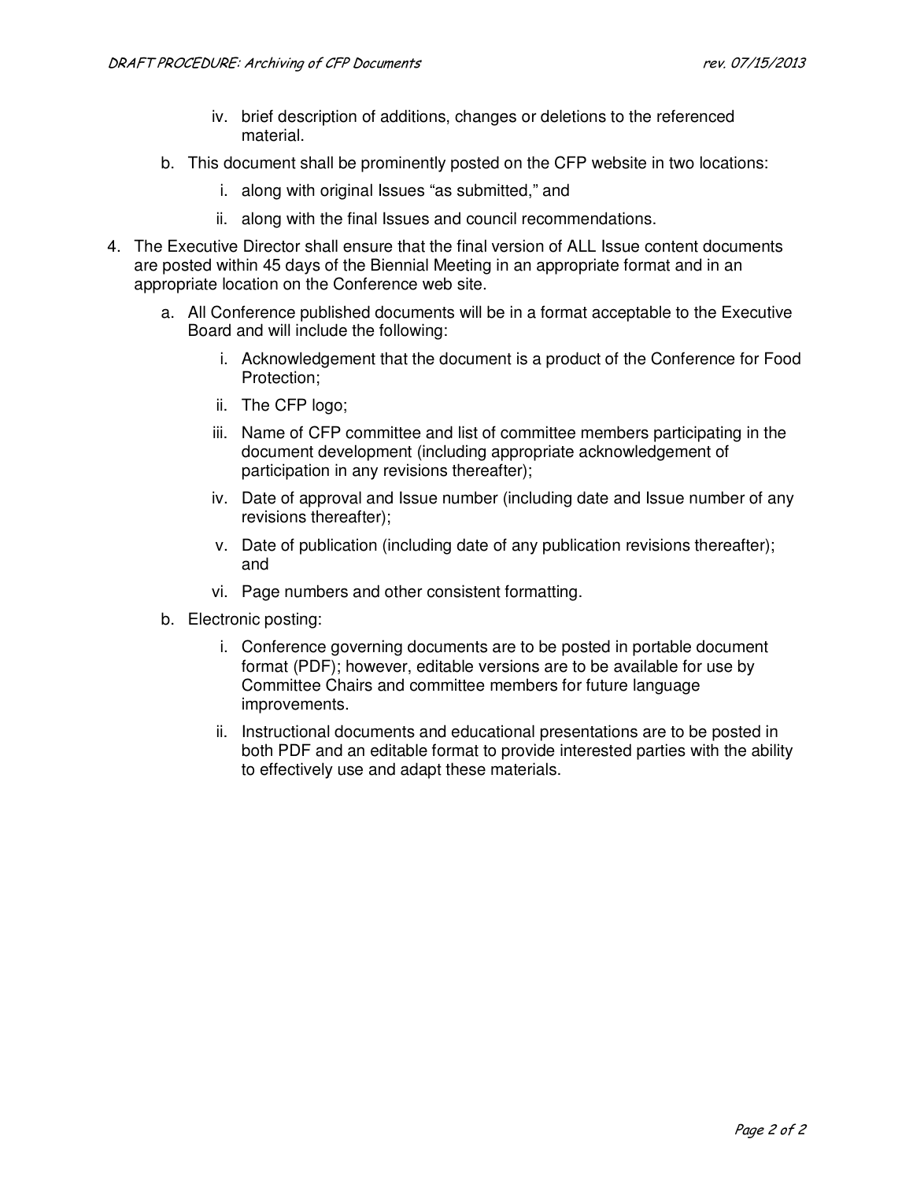iv. brief description of additions, changes or deletions to the referenced material.

b. This document shall be prominently posted on the CFP website in two locations:

   i. along with original Issues "as submitted," and

   ii. along with the final Issues and council recommendations.

4. The Executive Director shall ensure that the final version of ALL Issue content documents are posted within 45 days of the Biennial Meeting in an appropriate format and in an appropriate location on the Conference web site.

   a. All Conference published documents will be in a format acceptable to the Executive Board and will include the following:

      i. Acknowledgement that the document is a product of the Conference for Food Protection;

      ii. The CFP logo;

      iii. Name of CFP committee and list of committee members participating in the document development (including appropriate acknowledgement of participation in any revisions thereafter);

      iv. Date of approval and Issue number (including date and Issue number of any revisions thereafter);

      v. Date of publication (including date of any publication revisions thereafter); and

      vi. Page numbers and other consistent formatting.

   b. Electronic posting:

      i. Conference governing documents are to be posted in portable document format (PDF); however, editable versions are to be available for use by Committee Chairs and committee members for future language improvements.

      ii. Instructional documents and educational presentations are to be posted in both PDF and an editable format to provide interested parties with the ability to effectively use and adapt these materials.